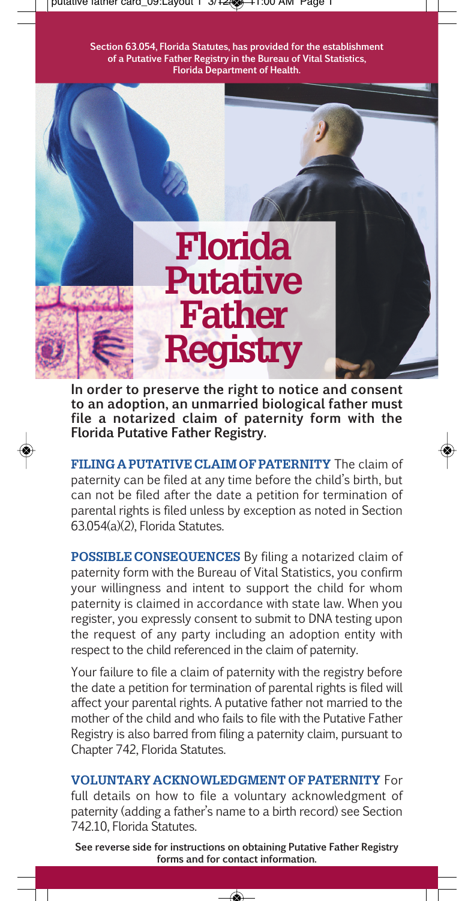Section 63.054, Florida Statutes, has provided for the establishment of a Putative Father Registry in the Bureau of Vital Statistics, Florida Department of Health.

# Florida Putative Father Registry

**In order to preserve the right to notice and consent to an adoption, an unmarried biological father must file a notarized claim of paternity form with the Florida Putative Father Registry.**

**FILING A PUTATIVE CLAIM OF PATERNITY** The claim of paternity can be filed at any time before the child's birth, but can not be filed after the date a petition for termination of parental rights is filed unless by exception as noted in Section 63.054(a)(2), Florida Statutes.

**POSSIBLE CONSEQUENCES** By filing a notarized claim of paternity form with the Bureau of Vital Statistics, you confirm your willingness and intent to support the child for whom paternity is claimed in accordance with state law. When you register, you expressly consent to submit to DNA testing upon the request of any party including an adoption entity with respect to the child referenced in the claim of paternity.

Your failure to file a claim of paternity with the registry before the date a petition for termination of parental rights is filed will affect your parental rights. A putative father not married to the mother of the child and who fails to file with the Putative Father Registry is also barred from filing a paternity claim, pursuant to Chapter 742, Florida Statutes.

**VOLUNTARY ACKNOWLEDGMENT OF PATERNITY** For full details on how to file a voluntary acknowledgment of paternity (adding a father's name to a birth record) see Section 742.10, Florida Statutes.

See reverse side for instructions on obtaining Putative Father Registry forms and for contact information.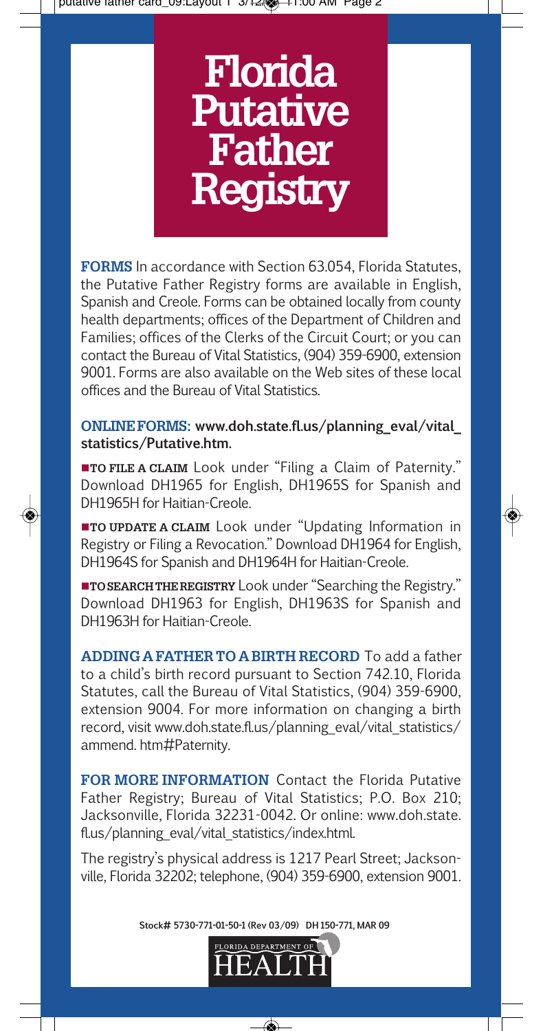# Florida Putative Father Registry

**FORMS** In accordance with Section 63.054, Florida Statutes, the Putative Father Registry forms are available in English, Spanish and Creole. Forms can be obtained locally from county health departments; offices of the Department of Children and Families; offices of the Clerks of the Circuit Court; or you can contact the Bureau of Vital Statistics, (904) 359-6900, extension 9001. Forms are also available on the Web sites of these local offices and the Bureau of Vital Statistics.

**ONLINE FORMS:** www.doh.state.fl.us/planning_eval/vital_statistics/Putative.htm.

- **TO FILE A CLAIM** Look under "Filing a Claim of Paternity." Download DH1965 for English, DH1965S for Spanish and DH1965H for Haitian-Creole.
- **TO UPDATE A CLAIM** Look under "Updating Information in Registry or Filing a Revocation." Download DH1964 for English, DH1964S for Spanish and DH1964H for Haitian-Creole.
- **TO SEARCH THE REGISTRY** Look under "Searching the Registry." Download DH1963 for English, DH1963S for Spanish and DH1963H for Haitian-Creole.

**ADDING A FATHER TO A BIRTH RECORD** To add a father to a child's birth record pursuant to Section 742.10, Florida Statutes, call the Bureau of Vital Statistics, (904) 359-6900, extension 9004. For more information on changing a birth record, visit www.doh.state.fl.us/planning_eval/vital_statistics/ammend. htm#Paternity.

**FOR MORE INFORMATION** Contact the Florida Putative Father Registry; Bureau of Vital Statistics; P.O. Box 210; Jacksonville, Florida 32231-0042. Or online: www.doh.state.fl.us/planning_eval/vital_statistics/index.html.

The registry's physical address is 1217 Pearl Street; Jacksonville, Florida 32202; telephone, (904) 359-6900, extension 9001.

Stock# 5730-771-01-50-1 (Rev 03/09) DH 150-771, MAR 09

FLORIDA DEPARTMENT OF HEALTH